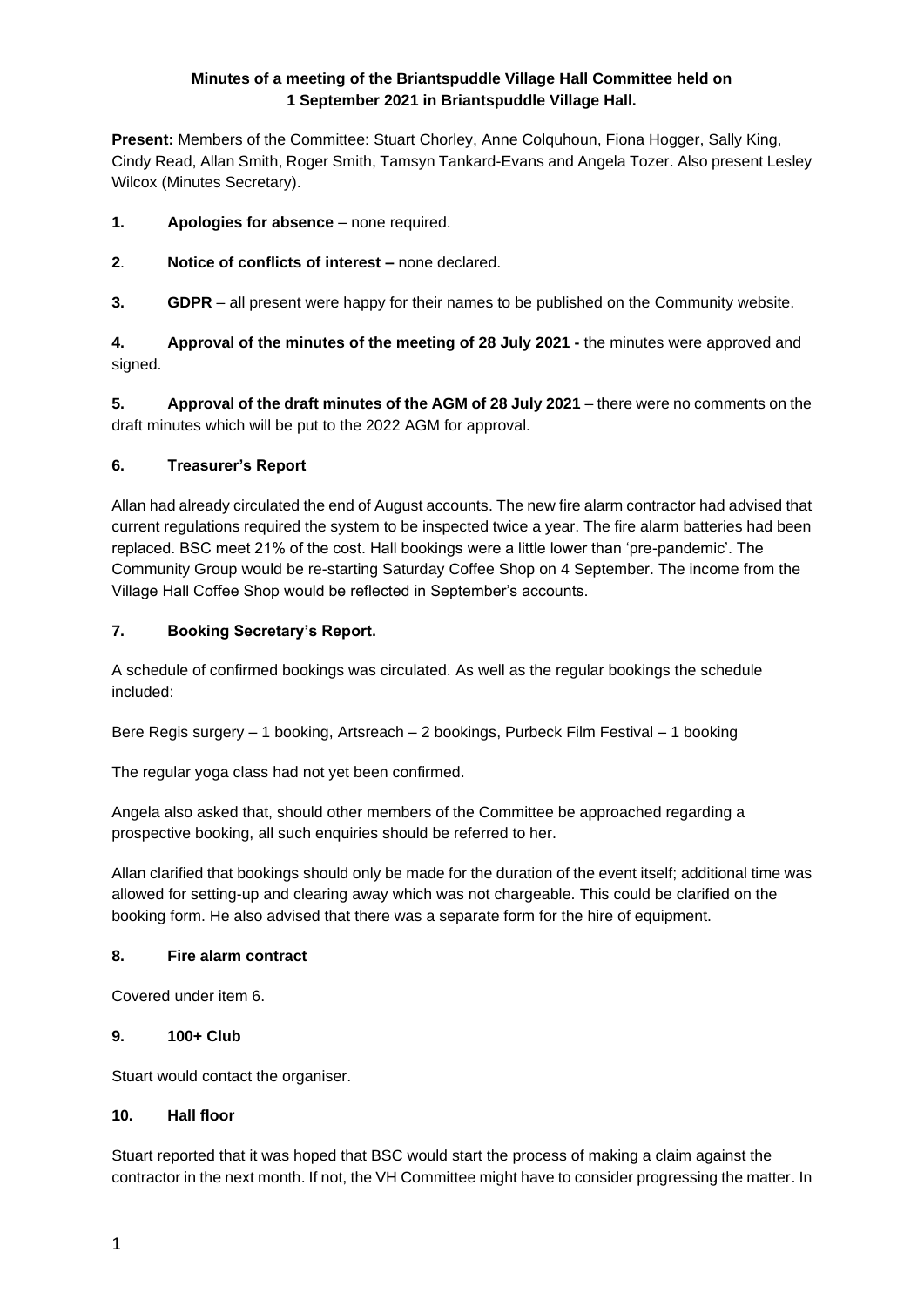**Minutes of a meeting of the Briantspuddle Village Hall Committee held on 1 September 2021 in Briantspuddle Village Hall.**

**Present:** Members of the Committee: Stuart Chorley, Anne Colquhoun, Fiona Hogger, Sally King, Cindy Read, Allan Smith, Roger Smith, Tamsyn Tankard-Evans and Angela Tozer. Also present Lesley Wilcox (Minutes Secretary).

**1. Apologies for absence** – none required.

**2**. **Notice of conflicts of interest –** none declared.

**3. GDPR** – all present were happy for their names to be published on the Community website.

**4. Approval of the minutes of the meeting of 28 July 2021 -** the minutes were approved and signed.

**5. Approval of the draft minutes of the AGM of 28 July 2021** – there were no comments on the draft minutes which will be put to the 2022 AGM for approval.

### 6. Treasurer's Report

Allan had already circulated the end of August accounts. The new fire alarm contractor had advised that current regulations required the system to be inspected twice a year. The fire alarm batteries had been replaced. BSC meet 21% of the cost. Hall bookings were a little lower than 'pre-pandemic'. The Community Group would be re-starting Saturday Coffee Shop on 4 September. The income from the Village Hall Coffee Shop would be reflected in September's accounts.

### 7. Booking Secretary's Report.

A schedule of confirmed bookings was circulated. As well as the regular bookings the schedule included:

Bere Regis surgery – 1 booking, Artsreach – 2 bookings, Purbeck Film Festival – 1 booking

The regular yoga class had not yet been confirmed.

Angela also asked that, should other members of the Committee be approached regarding a prospective booking, all such enquiries should be referred to her.

Allan clarified that bookings should only be made for the duration of the event itself; additional time was allowed for setting-up and clearing away which was not chargeable. This could be clarified on the booking form. He also advised that there was a separate form for the hire of equipment.

### 8. Fire alarm contract

Covered under item 6.

### 9. 100+ Club

Stuart would contact the organiser.

### 10. Hall floor

Stuart reported that it was hoped that BSC would start the process of making a claim against the contractor in the next month. If not, the VH Committee might have to consider progressing the matter. In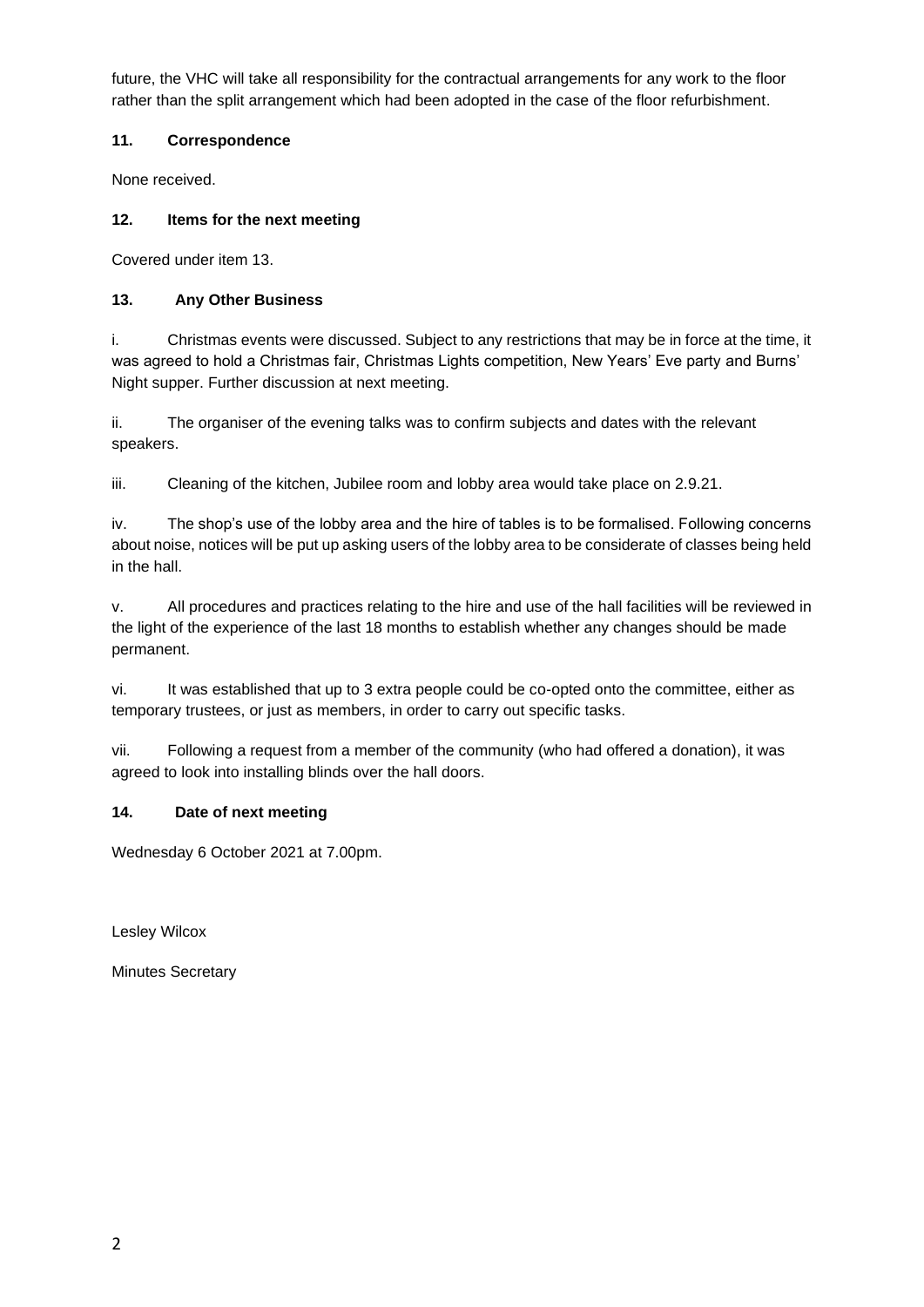future, the VHC will take all responsibility for the contractual arrangements for any work to the floor rather than the split arrangement which had been adopted in the case of the floor refurbishment.

### 11. Correspondence

None received.

### 12. Items for the next meeting

Covered under item 13.

### 13. Any Other Business

i. Christmas events were discussed. Subject to any restrictions that may be in force at the time, it was agreed to hold a Christmas fair, Christmas Lights competition, New Years' Eve party and Burns' Night supper. Further discussion at next meeting.

ii. The organiser of the evening talks was to confirm subjects and dates with the relevant speakers.

iii. Cleaning of the kitchen, Jubilee room and lobby area would take place on 2.9.21.

iv. The shop's use of the lobby area and the hire of tables is to be formalised. Following concerns about noise, notices will be put up asking users of the lobby area to be considerate of classes being held in the hall.

v. All procedures and practices relating to the hire and use of the hall facilities will be reviewed in the light of the experience of the last 18 months to establish whether any changes should be made permanent.

vi. It was established that up to 3 extra people could be co-opted onto the committee, either as temporary trustees, or just as members, in order to carry out specific tasks.

vii. Following a request from a member of the community (who had offered a donation), it was agreed to look into installing blinds over the hall doors.

### 14. Date of next meeting

Wednesday 6 October 2021 at 7.00pm.

Lesley Wilcox

Minutes Secretary